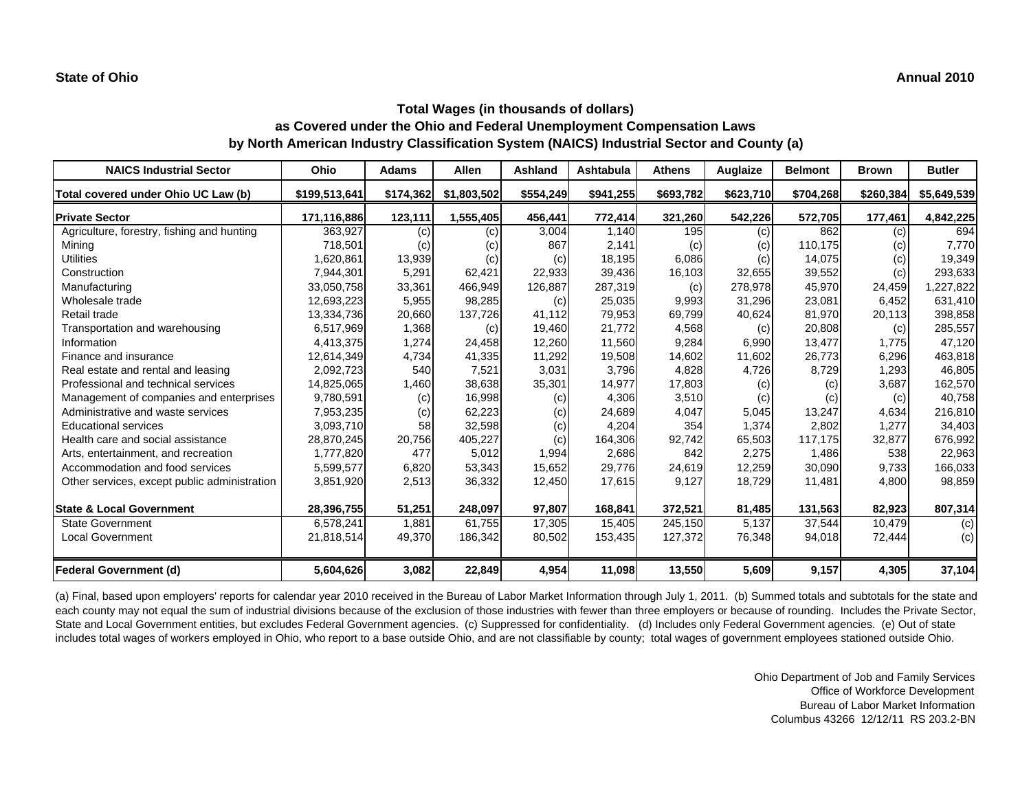**State of Ohio** **Annual 2010**

## Total Wages (in thousands of dollars)
## as Covered under the Ohio and Federal Unemployment Compensation Laws
## by North American Industry Classification System (NAICS) Industrial Sector and County (a)

| NAICS Industrial Sector | Ohio | Adams | Allen | Ashland | Ashtabula | Athens | Auglaize | Belmont | Brown | Butler |
|---|---|---|---|---|---|---|---|---|---|---|
| Total covered under Ohio UC Law (b) | $199,513,641 | $174,362 | $1,803,502 | $554,249 | $941,255 | $693,782 | $623,710 | $704,268 | $260,384 | $5,649,539 |
| **Private Sector** | **171,116,886** | **123,111** | **1,555,405** | **456,441** | **772,414** | **321,260** | **542,226** | **572,705** | **177,461** | **4,842,225** |
| Agriculture, forestry, fishing and hunting | 363,927 | (c) | (c) | 3,004 | 1,140 | 195 | (c) | 862 | (c) | 694 |
| Mining | 718,501 | (c) | (c) | 867 | 2,141 | (c) | (c) | 110,175 | (c) | 7,770 |
| Utilities | 1,620,861 | 13,939 | (c) | (c) | 18,195 | 6,086 | (c) | 14,075 | (c) | 19,349 |
| Construction | 7,944,301 | 5,291 | 62,421 | 22,933 | 39,436 | 16,103 | 32,655 | 39,552 | (c) | 293,633 |
| Manufacturing | 33,050,758 | 33,361 | 466,949 | 126,887 | 287,319 | (c) | 278,978 | 45,970 | 24,459 | 1,227,822 |
| Wholesale trade | 12,693,223 | 5,955 | 98,285 | (c) | 25,035 | 9,993 | 31,296 | 23,081 | 6,452 | 631,410 |
| Retail trade | 13,334,736 | 20,660 | 137,726 | 41,112 | 79,953 | 69,799 | 40,624 | 81,970 | 20,113 | 398,858 |
| Transportation and warehousing | 6,517,969 | 1,368 | (c) | 19,460 | 21,772 | 4,568 | (c) | 20,808 | (c) | 285,557 |
| Information | 4,413,375 | 1,274 | 24,458 | 12,260 | 11,560 | 9,284 | 6,990 | 13,477 | 1,775 | 47,120 |
| Finance and insurance | 12,614,349 | 4,734 | 41,335 | 11,292 | 19,508 | 14,602 | 11,602 | 26,773 | 6,296 | 463,818 |
| Real estate and rental and leasing | 2,092,723 | 540 | 7,521 | 3,031 | 3,796 | 4,828 | 4,726 | 8,729 | 1,293 | 46,805 |
| Professional and technical services | 14,825,065 | 1,460 | 38,638 | 35,301 | 14,977 | 17,803 | (c) | (c) | 3,687 | 162,570 |
| Management of companies and enterprises | 9,780,591 | (c) | 16,998 | (c) | 4,306 | 3,510 | (c) | (c) | (c) | 40,758 |
| Administrative and waste services | 7,953,235 | (c) | 62,223 | (c) | 24,689 | 4,047 | 5,045 | 13,247 | 4,634 | 216,810 |
| Educational services | 3,093,710 | 58 | 32,598 | (c) | 4,204 | 354 | 1,374 | 2,802 | 1,277 | 34,403 |
| Health care and social assistance | 28,870,245 | 20,756 | 405,227 | (c) | 164,306 | 92,742 | 65,503 | 117,175 | 32,877 | 676,992 |
| Arts, entertainment, and recreation | 1,777,820 | 477 | 5,012 | 1,994 | 2,686 | 842 | 2,275 | 1,486 | 538 | 22,963 |
| Accommodation and food services | 5,599,577 | 6,820 | 53,343 | 15,652 | 29,776 | 24,619 | 12,259 | 30,090 | 9,733 | 166,033 |
| Other services, except public administration | 3,851,920 | 2,513 | 36,332 | 12,450 | 17,615 | 9,127 | 18,729 | 11,481 | 4,800 | 98,859 |
| **State & Local Government** | **28,396,755** | **51,251** | **248,097** | **97,807** | **168,841** | **372,521** | **81,485** | **131,563** | **82,923** | **807,314** |
| State Government | 6,578,241 | 1,881 | 61,755 | 17,305 | 15,405 | 245,150 | 5,137 | 37,544 | 10,479 | (c) |
| Local Government | 21,818,514 | 49,370 | 186,342 | 80,502 | 153,435 | 127,372 | 76,348 | 94,018 | 72,444 | (c) |
| **Federal Government (d)** | **5,604,626** | **3,082** | **22,849** | **4,954** | **11,098** | **13,550** | **5,609** | **9,157** | **4,305** | **37,104** |

(a) Final, based upon employers' reports for calendar year 2010 received in the Bureau of Labor Market Information through July 1, 2011. (b) Summed totals and subtotals for the state and each county may not equal the sum of industrial divisions because of the exclusion of those industries with fewer than three employers or because of rounding. Includes the Private Sector, State and Local Government entities, but excludes Federal Government agencies. (c) Suppressed for confidentiality. (d) Includes only Federal Government agencies. (e) Out of state includes total wages of workers employed in Ohio, who report to a base outside Ohio, and are not classifiable by county; total wages of government employees stationed outside Ohio.

Ohio Department of Job and Family Services
Office of Workforce Development
Bureau of Labor Market Information
Columbus 43266 12/12/11 RS 203.2-BN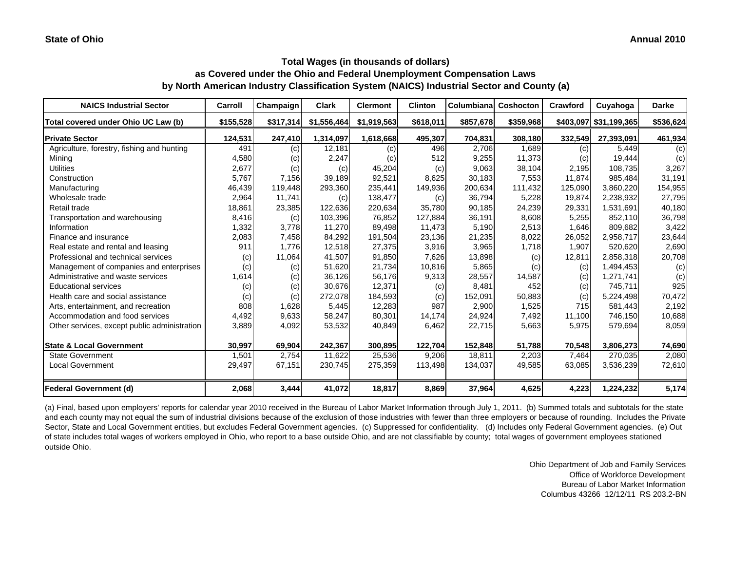**State of Ohio** | **Annual 2010**

## Total Wages (in thousands of dollars) as Covered under the Ohio and Federal Unemployment Compensation Laws by North American Industry Classification System (NAICS) Industrial Sector and County (a)

| NAICS Industrial Sector | Carroll | Champaign | Clark | Clermont | Clinton | Columbiana | Coshocton | Crawford | Cuyahoga | Darke |
|---|---|---|---|---|---|---|---|---|---|---|
| **Total covered under Ohio UC Law (b)** | **$155,528** | **$317,314** | **$1,556,464** | **$1,919,563** | **$618,011** | **$857,678** | **$359,968** | **$403,097** | **$31,199,365** | **$536,624** |
| **Private Sector** | **124,531** | **247,410** | **1,314,097** | **1,618,668** | **495,307** | **704,831** | **308,180** | **332,549** | **27,393,091** | **461,934** |
| Agriculture, forestry, fishing and hunting | 491 | (c) | 12,181 | (c) | 496 | 2,706 | 1,689 | (c) | 5,449 | (c) |
| Mining | 4,580 | (c) | 2,247 | (c) | 512 | 9,255 | 11,373 | (c) | 19,444 | (c) |
| Utilities | 2,677 | (c) | (c) | 45,204 | (c) | 9,063 | 38,104 | 2,195 | 108,735 | 3,267 |
| Construction | 5,767 | 7,156 | 39,189 | 92,521 | 8,625 | 30,183 | 7,553 | 11,874 | 985,484 | 31,191 |
| Manufacturing | 46,439 | 119,448 | 293,360 | 235,441 | 149,936 | 200,634 | 111,432 | 125,090 | 3,860,220 | 154,955 |
| Wholesale trade | 2,964 | 11,741 | (c) | 138,477 | (c) | 36,794 | 5,228 | 19,874 | 2,238,932 | 27,795 |
| Retail trade | 18,861 | 23,385 | 122,636 | 220,634 | 35,780 | 90,185 | 24,239 | 29,331 | 1,531,691 | 40,180 |
| Transportation and warehousing | 8,416 | (c) | 103,396 | 76,852 | 127,884 | 36,191 | 8,608 | 5,255 | 852,110 | 36,798 |
| Information | 1,332 | 3,778 | 11,270 | 89,498 | 11,473 | 5,190 | 2,513 | 1,646 | 809,682 | 3,422 |
| Finance and insurance | 2,083 | 7,458 | 84,292 | 191,504 | 23,136 | 21,235 | 8,022 | 26,052 | 2,958,717 | 23,644 |
| Real estate and rental and leasing | 911 | 1,776 | 12,518 | 27,375 | 3,916 | 3,965 | 1,718 | 1,907 | 520,620 | 2,690 |
| Professional and technical services | (c) | 11,064 | 41,507 | 91,850 | 7,626 | 13,898 | (c) | 12,811 | 2,858,318 | 20,708 |
| Management of companies and enterprises | (c) | (c) | 51,620 | 21,734 | 10,816 | 5,865 | (c) | (c) | 1,494,453 | (c) |
| Administrative and waste services | 1,614 | (c) | 36,126 | 56,176 | 9,313 | 28,557 | 14,587 | (c) | 1,271,741 | (c) |
| Educational services | (c) | (c) | 30,676 | 12,371 | (c) | 8,481 | 452 | (c) | 745,711 | 925 |
| Health care and social assistance | (c) | (c) | 272,078 | 184,593 | (c) | 152,091 | 50,883 | (c) | 5,224,498 | 70,472 |
| Arts, entertainment, and recreation | 808 | 1,628 | 5,445 | 12,283 | 987 | 2,900 | 1,525 | 715 | 581,443 | 2,192 |
| Accommodation and food services | 4,492 | 9,633 | 58,247 | 80,301 | 14,174 | 24,924 | 7,492 | 11,100 | 746,150 | 10,688 |
| Other services, except public administration | 3,889 | 4,092 | 53,532 | 40,849 | 6,462 | 22,715 | 5,663 | 5,975 | 579,694 | 8,059 |
| **State & Local Government** | **30,997** | **69,904** | **242,367** | **300,895** | **122,704** | **152,848** | **51,788** | **70,548** | **3,806,273** | **74,690** |
| State Government | 1,501 | 2,754 | 11,622 | 25,536 | 9,206 | 18,811 | 2,203 | 7,464 | 270,035 | 2,080 |
| Local Government | 29,497 | 67,151 | 230,745 | 275,359 | 113,498 | 134,037 | 49,585 | 63,085 | 3,536,239 | 72,610 |
| **Federal Government (d)** | **2,068** | **3,444** | **41,072** | **18,817** | **8,869** | **37,964** | **4,625** | **4,223** | **1,224,232** | **5,174** |

(a) Final, based upon employers' reports for calendar year 2010 received in the Bureau of Labor Market Information through July 1, 2011. (b) Summed totals and subtotals for the state and each county may not equal the sum of industrial divisions because of the exclusion of those industries with fewer than three employers or because of rounding. Includes the Private Sector, State and Local Government entities, but excludes Federal Government agencies. (c) Suppressed for confidentiality. (d) Includes only Federal Government agencies. (e) Out of state includes total wages of workers employed in Ohio, who report to a base outside Ohio, and are not classifiable by county; total wages of government employees stationed outside Ohio.

Ohio Department of Job and Family Services
Office of Workforce Development
Bureau of Labor Market Information
Columbus 43266 12/12/11 RS 203.2-BN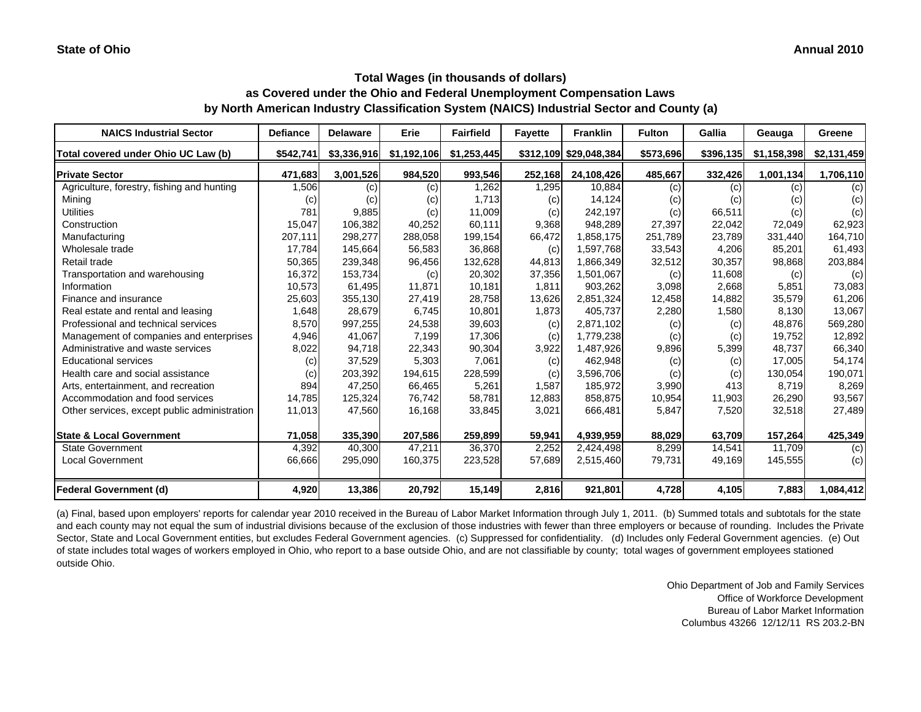State of Ohio

Annual 2010

## Total Wages (in thousands of dollars)
## as Covered under the Ohio and Federal Unemployment Compensation Laws
## by North American Industry Classification System (NAICS) Industrial Sector and County (a)

| NAICS Industrial Sector | Defiance | Delaware | Erie | Fairfield | Fayette | Franklin | Fulton | Gallia | Geauga | Greene |
|---|---|---|---|---|---|---|---|---|---|---|
| Total covered under Ohio UC Law (b) | $542,741 | $3,336,916 | $1,192,106 | $1,253,445 | $312,109 | $29,048,384 | $573,696 | $396,135 | $1,158,398 | $2,131,459 |
| **Private Sector** | **471,683** | **3,001,526** | **984,520** | **993,546** | **252,168** | **24,108,426** | **485,667** | **332,426** | **1,001,134** | **1,706,110** |
| Agriculture, forestry, fishing and hunting | 1,506 | (c) | (c) | 1,262 | 1,295 | 10,884 | (c) | (c) | (c) | (c) |
| Mining | (c) | (c) | (c) | 1,713 | (c) | 14,124 | (c) | (c) | (c) | (c) |
| Utilities | 781 | 9,885 | (c) | 11,009 | (c) | 242,197 | (c) | 66,511 | (c) | (c) |
| Construction | 15,047 | 106,382 | 40,252 | 60,111 | 9,368 | 948,289 | 27,397 | 22,042 | 72,049 | 62,923 |
| Manufacturing | 207,111 | 298,277 | 288,058 | 199,154 | 66,472 | 1,858,175 | 251,789 | 23,789 | 331,440 | 164,710 |
| Wholesale trade | 17,784 | 145,664 | 56,583 | 36,868 | (c) | 1,597,768 | 33,543 | 4,206 | 85,201 | 61,493 |
| Retail trade | 50,365 | 239,348 | 96,456 | 132,628 | 44,813 | 1,866,349 | 32,512 | 30,357 | 98,868 | 203,884 |
| Transportation and warehousing | 16,372 | 153,734 | (c) | 20,302 | 37,356 | 1,501,067 | (c) | 11,608 | (c) | (c) |
| Information | 10,573 | 61,495 | 11,871 | 10,181 | 1,811 | 903,262 | 3,098 | 2,668 | 5,851 | 73,083 |
| Finance and insurance | 25,603 | 355,130 | 27,419 | 28,758 | 13,626 | 2,851,324 | 12,458 | 14,882 | 35,579 | 61,206 |
| Real estate and rental and leasing | 1,648 | 28,679 | 6,745 | 10,801 | 1,873 | 405,737 | 2,280 | 1,580 | 8,130 | 13,067 |
| Professional and technical services | 8,570 | 997,255 | 24,538 | 39,603 | (c) | 2,871,102 | (c) | (c) | 48,876 | 569,280 |
| Management of companies and enterprises | 4,946 | 41,067 | 7,199 | 17,306 | (c) | 1,779,238 | (c) | (c) | 19,752 | 12,892 |
| Administrative and waste services | 8,022 | 94,718 | 22,343 | 90,304 | 3,922 | 1,487,926 | 9,896 | 5,399 | 48,737 | 66,340 |
| Educational services | (c) | 37,529 | 5,303 | 7,061 | (c) | 462,948 | (c) | (c) | 17,005 | 54,174 |
| Health care and social assistance | (c) | 203,392 | 194,615 | 228,599 | (c) | 3,596,706 | (c) | (c) | 130,054 | 190,071 |
| Arts, entertainment, and recreation | 894 | 47,250 | 66,465 | 5,261 | 1,587 | 185,972 | 3,990 | 413 | 8,719 | 8,269 |
| Accommodation and food services | 14,785 | 125,324 | 76,742 | 58,781 | 12,883 | 858,875 | 10,954 | 11,903 | 26,290 | 93,567 |
| Other services, except public administration | 11,013 | 47,560 | 16,168 | 33,845 | 3,021 | 666,481 | 5,847 | 7,520 | 32,518 | 27,489 |
| **State & Local Government** | **71,058** | **335,390** | **207,586** | **259,899** | **59,941** | **4,939,959** | **88,029** | **63,709** | **157,264** | **425,349** |
| State Government | 4,392 | 40,300 | 47,211 | 36,370 | 2,252 | 2,424,498 | 8,299 | 14,541 | 11,709 | (c) |
| Local Government | 66,666 | 295,090 | 160,375 | 223,528 | 57,689 | 2,515,460 | 79,731 | 49,169 | 145,555 | (c) |
| **Federal Government (d)** | **4,920** | **13,386** | **20,792** | **15,149** | **2,816** | **921,801** | **4,728** | **4,105** | **7,883** | **1,084,412** |

(a) Final, based upon employers' reports for calendar year 2010 received in the Bureau of Labor Market Information through July 1, 2011. (b) Summed totals and subtotals for the state and each county may not equal the sum of industrial divisions because of the exclusion of those industries with fewer than three employers or because of rounding. Includes the Private Sector, State and Local Government entities, but excludes Federal Government agencies. (c) Suppressed for confidentiality. (d) Includes only Federal Government agencies. (e) Out of state includes total wages of workers employed in Ohio, who report to a base outside Ohio, and are not classifiable by county; total wages of government employees stationed outside Ohio.

Ohio Department of Job and Family Services
Office of Workforce Development
Bureau of Labor Market Information
Columbus 43266 12/12/11 RS 203.2-BN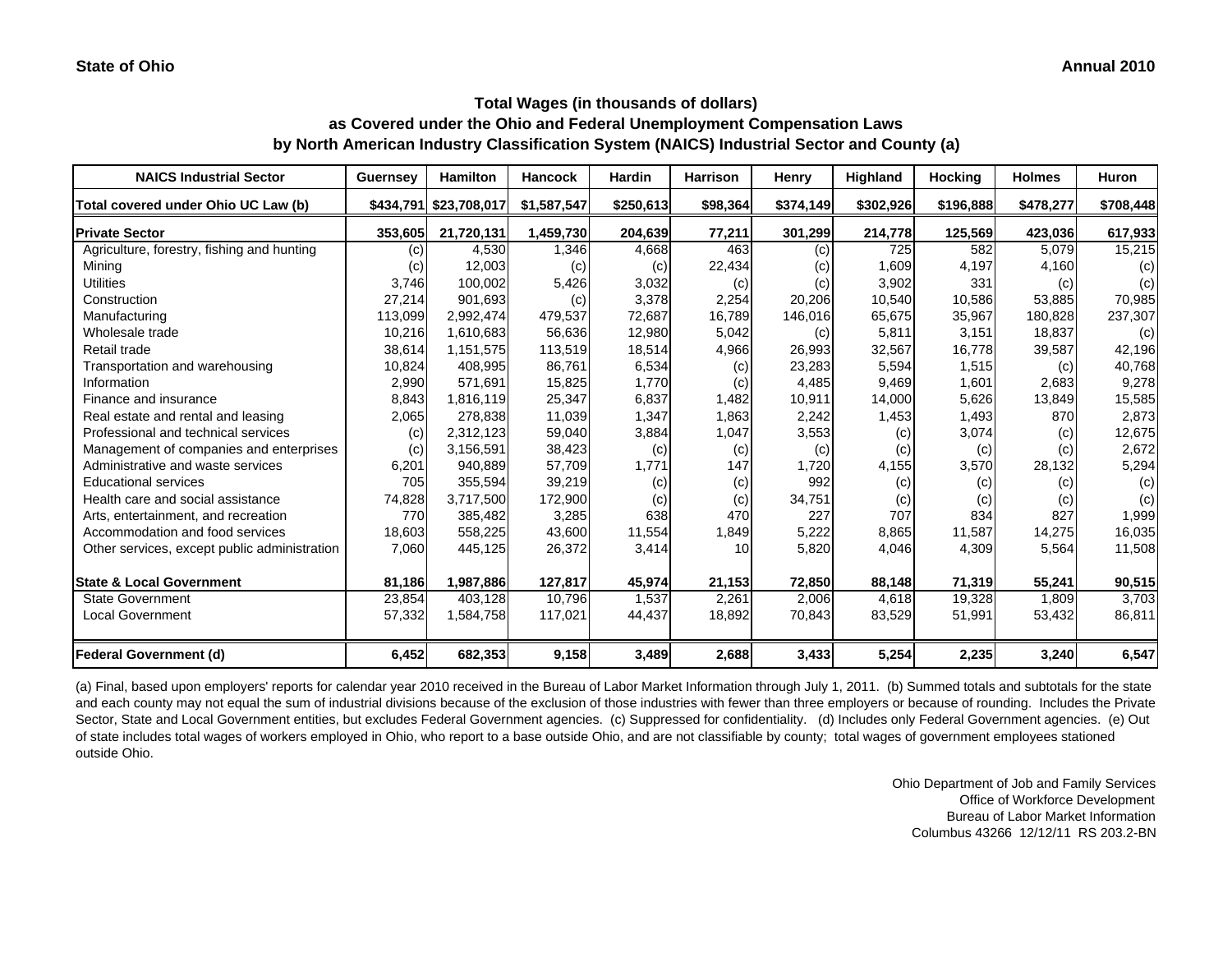**State of Ohio** | **Annual 2010**

## Total Wages (in thousands of dollars)
## as Covered under the Ohio and Federal Unemployment Compensation Laws
## by North American Industry Classification System (NAICS) Industrial Sector and County (a)

| NAICS Industrial Sector | Guernsey | Hamilton | Hancock | Hardin | Harrison | Henry | Highland | Hocking | Holmes | Huron |
|---|---|---|---|---|---|---|---|---|---|---|
| Total covered under Ohio UC Law (b) | $434,791 | $23,708,017 | $1,587,547 | $250,613 | $98,364 | $374,149 | $302,926 | $196,888 | $478,277 | $708,448 |
| **Private Sector** | **353,605** | **21,720,131** | **1,459,730** | **204,639** | **77,211** | **301,299** | **214,778** | **125,569** | **423,036** | **617,933** |
| Agriculture, forestry, fishing and hunting | (c) | 4,530 | 1,346 | 4,668 | 463 | (c) | 725 | 582 | 5,079 | 15,215 |
| Mining | (c) | 12,003 | (c) | (c) | 22,434 | (c) | 1,609 | 4,197 | 4,160 | (c) |
| Utilities | 3,746 | 100,002 | 5,426 | 3,032 | (c) | (c) | 3,902 | 331 | (c) | (c) |
| Construction | 27,214 | 901,693 | (c) | 3,378 | 2,254 | 20,206 | 10,540 | 10,586 | 53,885 | 70,985 |
| Manufacturing | 113,099 | 2,992,474 | 479,537 | 72,687 | 16,789 | 146,016 | 65,675 | 35,967 | 180,828 | 237,307 |
| Wholesale trade | 10,216 | 1,610,683 | 56,636 | 12,980 | 5,042 | (c) | 5,811 | 3,151 | 18,837 | (c) |
| Retail trade | 38,614 | 1,151,575 | 113,519 | 18,514 | 4,966 | 26,993 | 32,567 | 16,778 | 39,587 | 42,196 |
| Transportation and warehousing | 10,824 | 408,995 | 86,761 | 6,534 | (c) | 23,283 | 5,594 | 1,515 | (c) | 40,768 |
| Information | 2,990 | 571,691 | 15,825 | 1,770 | (c) | 4,485 | 9,469 | 1,601 | 2,683 | 9,278 |
| Finance and insurance | 8,843 | 1,816,119 | 25,347 | 6,837 | 1,482 | 10,911 | 14,000 | 5,626 | 13,849 | 15,585 |
| Real estate and rental and leasing | 2,065 | 278,838 | 11,039 | 1,347 | 1,863 | 2,242 | 1,453 | 1,493 | 870 | 2,873 |
| Professional and technical services | (c) | 2,312,123 | 59,040 | 3,884 | 1,047 | 3,553 | (c) | 3,074 | (c) | 12,675 |
| Management of companies and enterprises | (c) | 3,156,591 | 38,423 | (c) | (c) | (c) | (c) | (c) | (c) | 2,672 |
| Administrative and waste services | 6,201 | 940,889 | 57,709 | 1,771 | 147 | 1,720 | 4,155 | 3,570 | 28,132 | 5,294 |
| Educational services | 705 | 355,594 | 39,219 | (c) | (c) | 992 | (c) | (c) | (c) | (c) |
| Health care and social assistance | 74,828 | 3,717,500 | 172,900 | (c) | (c) | 34,751 | (c) | (c) | (c) | (c) |
| Arts, entertainment, and recreation | 770 | 385,482 | 3,285 | 638 | 470 | 227 | 707 | 834 | 827 | 1,999 |
| Accommodation and food services | 18,603 | 558,225 | 43,600 | 11,554 | 1,849 | 5,222 | 8,865 | 11,587 | 14,275 | 16,035 |
| Other services, except public administration | 7,060 | 445,125 | 26,372 | 3,414 | 10 | 5,820 | 4,046 | 4,309 | 5,564 | 11,508 |
| **State & Local Government** | **81,186** | **1,987,886** | **127,817** | **45,974** | **21,153** | **72,850** | **88,148** | **71,319** | **55,241** | **90,515** |
| State Government | 23,854 | 403,128 | 10,796 | 1,537 | 2,261 | 2,006 | 4,618 | 19,328 | 1,809 | 3,703 |
| Local Government | 57,332 | 1,584,758 | 117,021 | 44,437 | 18,892 | 70,843 | 83,529 | 51,991 | 53,432 | 86,811 |
| **Federal Government (d)** | **6,452** | **682,353** | **9,158** | **3,489** | **2,688** | **3,433** | **5,254** | **2,235** | **3,240** | **6,547** |

(a) Final, based upon employers' reports for calendar year 2010 received in the Bureau of Labor Market Information through July 1, 2011. (b) Summed totals and subtotals for the state and each county may not equal the sum of industrial divisions because of the exclusion of those industries with fewer than three employers or because of rounding. Includes the Private Sector, State and Local Government entities, but excludes Federal Government agencies. (c) Suppressed for confidentiality. (d) Includes only Federal Government agencies. (e) Out of state includes total wages of workers employed in Ohio, who report to a base outside Ohio, and are not classifiable by county; total wages of government employees stationed outside Ohio.

Ohio Department of Job and Family Services
Office of Workforce Development
Bureau of Labor Market Information
Columbus 43266 12/12/11 RS 203.2-BN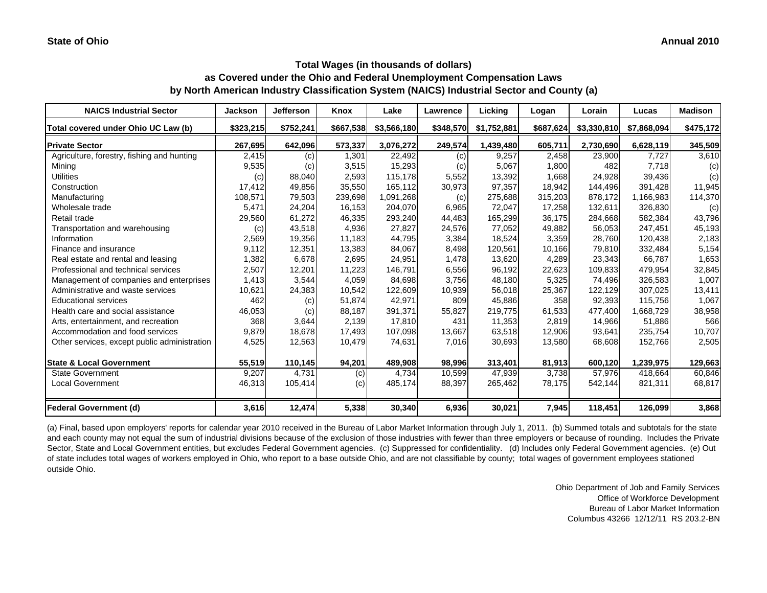**State of Ohio** **Annual 2010**

## Total Wages (in thousands of dollars)
## as Covered under the Ohio and Federal Unemployment Compensation Laws
## by North American Industry Classification System (NAICS) Industrial Sector and County (a)

| NAICS Industrial Sector | Jackson | Jefferson | Knox | Lake | Lawrence | Licking | Logan | Lorain | Lucas | Madison |
|---|---|---|---|---|---|---|---|---|---|---|
| **Total covered under Ohio UC Law (b)** | **$323,215** | **$752,241** | **$667,538** | **$3,566,180** | **$348,570** | **$1,752,881** | **$687,624** | **$3,330,810** | **$7,868,094** | **$475,172** |
| **Private Sector** | **267,695** | **642,096** | **573,337** | **3,076,272** | **249,574** | **1,439,480** | **605,711** | **2,730,690** | **6,628,119** | **345,509** |
| Agriculture, forestry, fishing and hunting | 2,415 | (c) | 1,301 | 22,492 | (c) | 9,257 | 2,458 | 23,900 | 7,727 | 3,610 |
| Mining | 9,535 | (c) | 3,515 | 15,293 | (c) | 5,067 | 1,800 | 482 | 7,718 | (c) |
| Utilities | (c) | 88,040 | 2,593 | 115,178 | 5,552 | 13,392 | 1,668 | 24,928 | 39,436 | (c) |
| Construction | 17,412 | 49,856 | 35,550 | 165,112 | 30,973 | 97,357 | 18,942 | 144,496 | 391,428 | 11,945 |
| Manufacturing | 108,571 | 79,503 | 239,698 | 1,091,268 | (c) | 275,688 | 315,203 | 878,172 | 1,166,983 | 114,370 |
| Wholesale trade | 5,471 | 24,204 | 16,153 | 204,070 | 6,965 | 72,047 | 17,258 | 132,611 | 326,830 | (c) |
| Retail trade | 29,560 | 61,272 | 46,335 | 293,240 | 44,483 | 165,299 | 36,175 | 284,668 | 582,384 | 43,796 |
| Transportation and warehousing | (c) | 43,518 | 4,936 | 27,827 | 24,576 | 77,052 | 49,882 | 56,053 | 247,451 | 45,193 |
| Information | 2,569 | 19,356 | 11,183 | 44,795 | 3,384 | 18,524 | 3,359 | 28,760 | 120,438 | 2,183 |
| Finance and insurance | 9,112 | 12,351 | 13,383 | 84,067 | 8,498 | 120,561 | 10,166 | 79,810 | 332,484 | 5,154 |
| Real estate and rental and leasing | 1,382 | 6,678 | 2,695 | 24,951 | 1,478 | 13,620 | 4,289 | 23,343 | 66,787 | 1,653 |
| Professional and technical services | 2,507 | 12,201 | 11,223 | 146,791 | 6,556 | 96,192 | 22,623 | 109,833 | 479,954 | 32,845 |
| Management of companies and enterprises | 1,413 | 3,544 | 4,059 | 84,698 | 3,756 | 48,180 | 5,325 | 74,496 | 326,583 | 1,007 |
| Administrative and waste services | 10,621 | 24,383 | 10,542 | 122,609 | 10,939 | 56,018 | 25,367 | 122,129 | 307,025 | 13,411 |
| Educational services | 462 | (c) | 51,874 | 42,971 | 809 | 45,886 | 358 | 92,393 | 115,756 | 1,067 |
| Health care and social assistance | 46,053 | (c) | 88,187 | 391,371 | 55,827 | 219,775 | 61,533 | 477,400 | 1,668,729 | 38,958 |
| Arts, entertainment, and recreation | 368 | 3,644 | 2,139 | 17,810 | 431 | 11,353 | 2,819 | 14,966 | 51,886 | 566 |
| Accommodation and food services | 9,879 | 18,678 | 17,493 | 107,098 | 13,667 | 63,518 | 12,906 | 93,641 | 235,754 | 10,707 |
| Other services, except public administration | 4,525 | 12,563 | 10,479 | 74,631 | 7,016 | 30,693 | 13,580 | 68,608 | 152,766 | 2,505 |
| **State & Local Government** | **55,519** | **110,145** | **94,201** | **489,908** | **98,996** | **313,401** | **81,913** | **600,120** | **1,239,975** | **129,663** |
| State Government | 9,207 | 4,731 | (c) | 4,734 | 10,599 | 47,939 | 3,738 | 57,976 | 418,664 | 60,846 |
| Local Government | 46,313 | 105,414 | (c) | 485,174 | 88,397 | 265,462 | 78,175 | 542,144 | 821,311 | 68,817 |
| **Federal Government (d)** | **3,616** | **12,474** | **5,338** | **30,340** | **6,936** | **30,021** | **7,945** | **118,451** | **126,099** | **3,868** |

(a) Final, based upon employers' reports for calendar year 2010 received in the Bureau of Labor Market Information through July 1, 2011. (b) Summed totals and subtotals for the state and each county may not equal the sum of industrial divisions because of the exclusion of those industries with fewer than three employers or because of rounding. Includes the Private Sector, State and Local Government entities, but excludes Federal Government agencies. (c) Suppressed for confidentiality. (d) Includes only Federal Government agencies. (e) Out of state includes total wages of workers employed in Ohio, who report to a base outside Ohio, and are not classifiable by county; total wages of government employees stationed outside Ohio.

Ohio Department of Job and Family Services
Office of Workforce Development
Bureau of Labor Market Information
Columbus 43266 12/12/11 RS 203.2-BN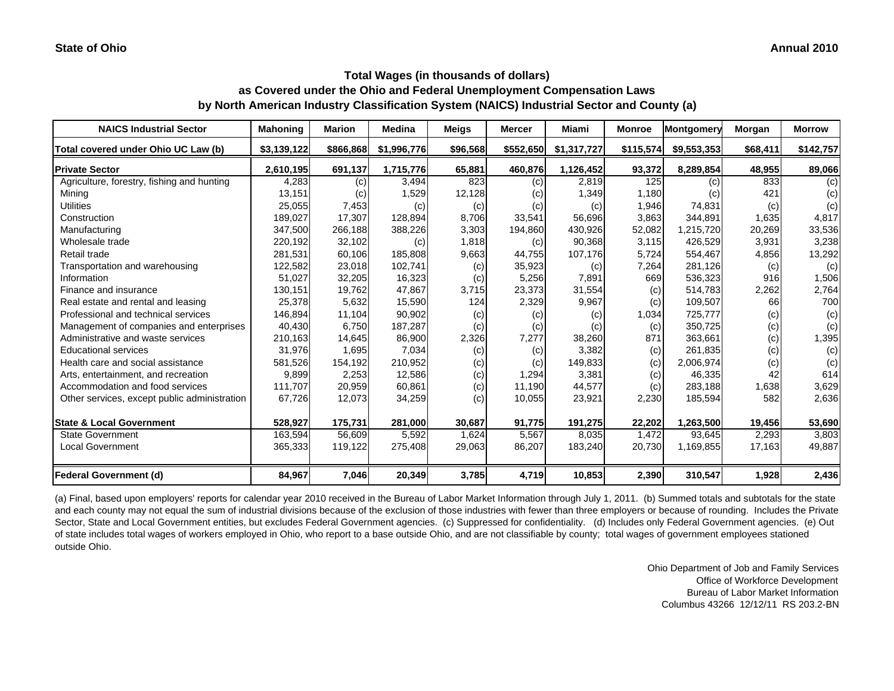**State of Ohio** **Annual 2010**

### Total Wages (in thousands of dollars)
### as Covered under the Ohio and Federal Unemployment Compensation Laws
### by North American Industry Classification System (NAICS) Industrial Sector and County (a)

| NAICS Industrial Sector | Mahoning | Marion | Medina | Meigs | Mercer | Miami | Monroe | Montgomery | Morgan | Morrow |
|---|---|---|---|---|---|---|---|---|---|---|
| Total covered under Ohio UC Law (b) | $3,139,122 | $866,868 | $1,996,776 | $96,568 | $552,650 | $1,317,727 | $115,574 | $9,553,353 | $68,411 | $142,757 |
| **Private Sector** | **2,610,195** | **691,137** | **1,715,776** | **65,881** | **460,876** | **1,126,452** | **93,372** | **8,289,854** | **48,955** | **89,066** |
| Agriculture, forestry, fishing and hunting | 4,283 | (c) | 3,494 | 823 | (c) | 2,819 | 125 | (c) | 833 | (c) |
| Mining | 13,151 | (c) | 1,529 | 12,128 | (c) | 1,349 | 1,180 | (c) | 421 | (c) |
| Utilities | 25,055 | 7,453 | (c) | (c) | (c) | (c) | 1,946 | 74,831 | (c) | (c) |
| Construction | 189,027 | 17,307 | 128,894 | 8,706 | 33,541 | 56,696 | 3,863 | 344,891 | 1,635 | 4,817 |
| Manufacturing | 347,500 | 266,188 | 388,226 | 3,303 | 194,860 | 430,926 | 52,082 | 1,215,720 | 20,269 | 33,536 |
| Wholesale trade | 220,192 | 32,102 | (c) | 1,818 | (c) | 90,368 | 3,115 | 426,529 | 3,931 | 3,238 |
| Retail trade | 281,531 | 60,106 | 185,808 | 9,663 | 44,755 | 107,176 | 5,724 | 554,467 | 4,856 | 13,292 |
| Transportation and warehousing | 122,582 | 23,018 | 102,741 | (c) | 35,923 | (c) | 7,264 | 281,126 | (c) | (c) |
| Information | 51,027 | 32,205 | 16,323 | (c) | 5,256 | 7,891 | 669 | 536,323 | 916 | 1,506 |
| Finance and insurance | 130,151 | 19,762 | 47,867 | 3,715 | 23,373 | 31,554 | (c) | 514,783 | 2,262 | 2,764 |
| Real estate and rental and leasing | 25,378 | 5,632 | 15,590 | 124 | 2,329 | 9,967 | (c) | 109,507 | 66 | 700 |
| Professional and technical services | 146,894 | 11,104 | 90,902 | (c) | (c) | (c) | 1,034 | 725,777 | (c) | (c) |
| Management of companies and enterprises | 40,430 | 6,750 | 187,287 | (c) | (c) | (c) | (c) | 350,725 | (c) | (c) |
| Administrative and waste services | 210,163 | 14,645 | 86,900 | 2,326 | 7,277 | 38,260 | 871 | 363,661 | (c) | 1,395 |
| Educational services | 31,976 | 1,695 | 7,034 | (c) | (c) | 3,382 | (c) | 261,835 | (c) | (c) |
| Health care and social assistance | 581,526 | 154,192 | 210,952 | (c) | (c) | 149,833 | (c) | 2,006,974 | (c) | (c) |
| Arts, entertainment, and recreation | 9,899 | 2,253 | 12,586 | (c) | 1,294 | 3,381 | (c) | 46,335 | 42 | 614 |
| Accommodation and food services | 111,707 | 20,959 | 60,861 | (c) | 11,190 | 44,577 | (c) | 283,188 | 1,638 | 3,629 |
| Other services, except public administration | 67,726 | 12,073 | 34,259 | (c) | 10,055 | 23,921 | 2,230 | 185,594 | 582 | 2,636 |
| **State & Local Government** | **528,927** | **175,731** | **281,000** | **30,687** | **91,775** | **191,275** | **22,202** | **1,263,500** | **19,456** | **53,690** |
| State Government | 163,594 | 56,609 | 5,592 | 1,624 | 5,567 | 8,035 | 1,472 | 93,645 | 2,293 | 3,803 |
| Local Government | 365,333 | 119,122 | 275,408 | 29,063 | 86,207 | 183,240 | 20,730 | 1,169,855 | 17,163 | 49,887 |
| **Federal Government (d)** | **84,967** | **7,046** | **20,349** | **3,785** | **4,719** | **10,853** | **2,390** | **310,547** | **1,928** | **2,436** |

(a) Final, based upon employers' reports for calendar year 2010 received in the Bureau of Labor Market Information through July 1, 2011. (b) Summed totals and subtotals for the state and each county may not equal the sum of industrial divisions because of the exclusion of those industries with fewer than three employers or because of rounding. Includes the Private Sector, State and Local Government entities, but excludes Federal Government agencies. (c) Suppressed for confidentiality. (d) Includes only Federal Government agencies. (e) Out of state includes total wages of workers employed in Ohio, who report to a base outside Ohio, and are not classifiable by county; total wages of government employees stationed outside Ohio.

Ohio Department of Job and Family Services
Office of Workforce Development
Bureau of Labor Market Information
Columbus 43266 12/12/11 RS 203.2-BN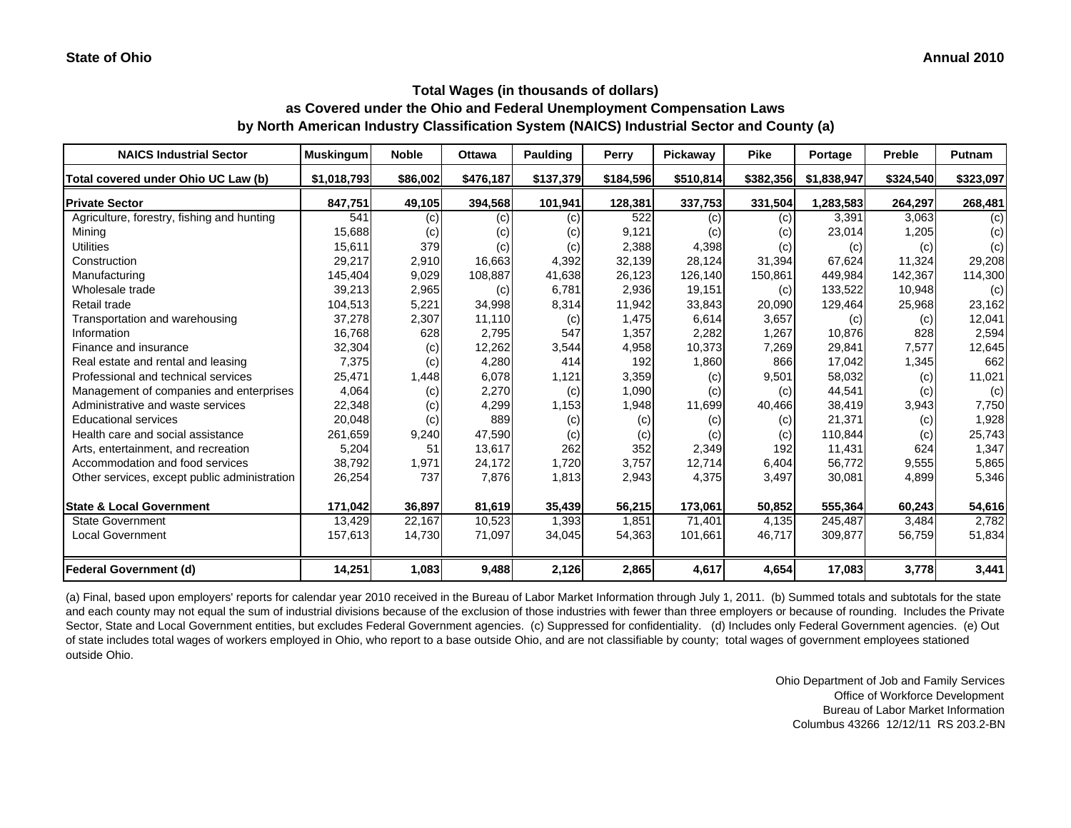**State of Ohio** **Annual 2010**

### Total Wages (in thousands of dollars)
### as Covered under the Ohio and Federal Unemployment Compensation Laws
### by North American Industry Classification System (NAICS) Industrial Sector and County (a)

| NAICS Industrial Sector | Muskingum | Noble | Ottawa | Paulding | Perry | Pickaway | Pike | Portage | Preble | Putnam |
|---|---|---|---|---|---|---|---|---|---|---|
| **Total covered under Ohio UC Law (b)** | **$1,018,793** | **$86,002** | **$476,187** | **$137,379** | **$184,596** | **$510,814** | **$382,356** | **$1,838,947** | **$324,540** | **$323,097** |
| **Private Sector** | **847,751** | **49,105** | **394,568** | **101,941** | **128,381** | **337,753** | **331,504** | **1,283,583** | **264,297** | **268,481** |
| Agriculture, forestry, fishing and hunting | 541 | (c) | (c) | (c) | 522 | (c) | (c) | 3,391 | 3,063 | (c) |
| Mining | 15,688 | (c) | (c) | (c) | 9,121 | (c) | (c) | 23,014 | 1,205 | (c) |
| Utilities | 15,611 | 379 | (c) | (c) | 2,388 | 4,398 | (c) | (c) | (c) | (c) |
| Construction | 29,217 | 2,910 | 16,663 | 4,392 | 32,139 | 28,124 | 31,394 | 67,624 | 11,324 | 29,208 |
| Manufacturing | 145,404 | 9,029 | 108,887 | 41,638 | 26,123 | 126,140 | 150,861 | 449,984 | 142,367 | 114,300 |
| Wholesale trade | 39,213 | 2,965 | (c) | 6,781 | 2,936 | 19,151 | (c) | 133,522 | 10,948 | (c) |
| Retail trade | 104,513 | 5,221 | 34,998 | 8,314 | 11,942 | 33,843 | 20,090 | 129,464 | 25,968 | 23,162 |
| Transportation and warehousing | 37,278 | 2,307 | 11,110 | (c) | 1,475 | 6,614 | 3,657 | (c) | (c) | 12,041 |
| Information | 16,768 | 628 | 2,795 | 547 | 1,357 | 2,282 | 1,267 | 10,876 | 828 | 2,594 |
| Finance and insurance | 32,304 | (c) | 12,262 | 3,544 | 4,958 | 10,373 | 7,269 | 29,841 | 7,577 | 12,645 |
| Real estate and rental and leasing | 7,375 | (c) | 4,280 | 414 | 192 | 1,860 | 866 | 17,042 | 1,345 | 662 |
| Professional and technical services | 25,471 | 1,448 | 6,078 | 1,121 | 3,359 | (c) | 9,501 | 58,032 | (c) | 11,021 |
| Management of companies and enterprises | 4,064 | (c) | 2,270 | (c) | 1,090 | (c) | (c) | 44,541 | (c) | (c) |
| Administrative and waste services | 22,348 | (c) | 4,299 | 1,153 | 1,948 | 11,699 | 40,466 | 38,419 | 3,943 | 7,750 |
| Educational services | 20,048 | (c) | 889 | (c) | (c) | (c) | (c) | 21,371 | (c) | 1,928 |
| Health care and social assistance | 261,659 | 9,240 | 47,590 | (c) | (c) | (c) | (c) | 110,844 | (c) | 25,743 |
| Arts, entertainment, and recreation | 5,204 | 51 | 13,617 | 262 | 352 | 2,349 | 192 | 11,431 | 624 | 1,347 |
| Accommodation and food services | 38,792 | 1,971 | 24,172 | 1,720 | 3,757 | 12,714 | 6,404 | 56,772 | 9,555 | 5,865 |
| Other services, except public administration | 26,254 | 737 | 7,876 | 1,813 | 2,943 | 4,375 | 3,497 | 30,081 | 4,899 | 5,346 |
| **State & Local Government** | **171,042** | **36,897** | **81,619** | **35,439** | **56,215** | **173,061** | **50,852** | **555,364** | **60,243** | **54,616** |
| State Government | 13,429 | 22,167 | 10,523 | 1,393 | 1,851 | 71,401 | 4,135 | 245,487 | 3,484 | 2,782 |
| Local Government | 157,613 | 14,730 | 71,097 | 34,045 | 54,363 | 101,661 | 46,717 | 309,877 | 56,759 | 51,834 |
| **Federal Government (d)** | **14,251** | **1,083** | **9,488** | **2,126** | **2,865** | **4,617** | **4,654** | **17,083** | **3,778** | **3,441** |

(a) Final, based upon employers' reports for calendar year 2010 received in the Bureau of Labor Market Information through July 1, 2011. (b) Summed totals and subtotals for the state and each county may not equal the sum of industrial divisions because of the exclusion of those industries with fewer than three employers or because of rounding. Includes the Private Sector, State and Local Government entities, but excludes Federal Government agencies. (c) Suppressed for confidentiality. (d) Includes only Federal Government agencies. (e) Out of state includes total wages of workers employed in Ohio, who report to a base outside Ohio, and are not classifiable by county; total wages of government employees stationed outside Ohio.

Ohio Department of Job and Family Services
Office of Workforce Development
Bureau of Labor Market Information
Columbus 43266 12/12/11 RS 203.2-BN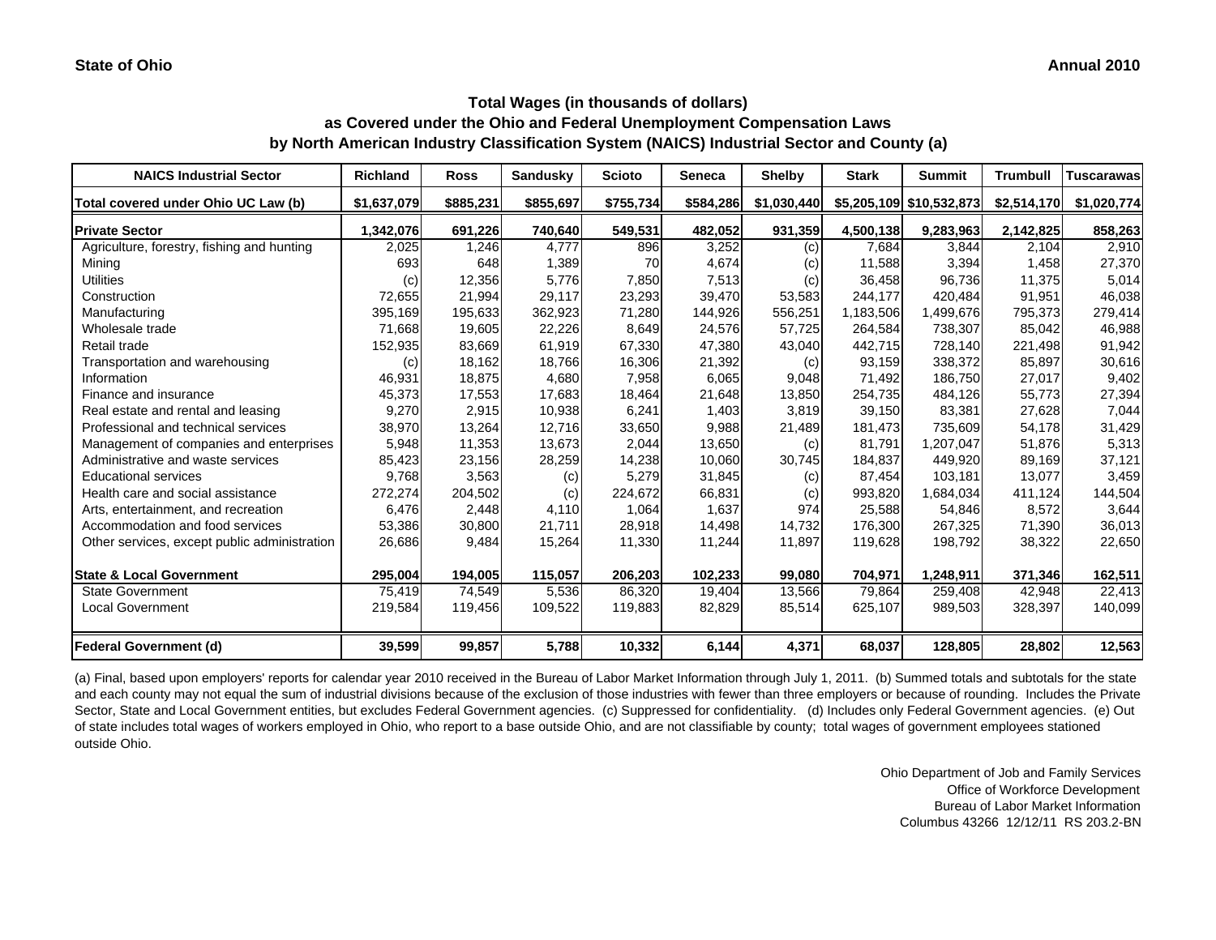**State of Ohio** **Annual 2010**

## Total Wages (in thousands of dollars) as Covered under the Ohio and Federal Unemployment Compensation Laws by North American Industry Classification System (NAICS) Industrial Sector and County (a)

| NAICS Industrial Sector | Richland | Ross | Sandusky | Scioto | Seneca | Shelby | Stark | Summit | Trumbull | Tuscarawas |
|---|---|---|---|---|---|---|---|---|---|---|
| **Total covered under Ohio UC Law (b)** | $1,637,079 | $885,231 | $855,697 | $755,734 | $584,286 | $1,030,440 | $5,205,109 | $10,532,873 | $2,514,170 | $1,020,774 |
| **Private Sector** | 1,342,076 | 691,226 | 740,640 | 549,531 | 482,052 | 931,359 | 4,500,138 | 9,283,963 | 2,142,825 | 858,263 |
| Agriculture, forestry, fishing and hunting | 2,025 | 1,246 | 4,777 | 896 | 3,252 | (c) | 7,684 | 3,844 | 2,104 | 2,910 |
| Mining | 693 | 648 | 1,389 | 70 | 4,674 | (c) | 11,588 | 3,394 | 1,458 | 27,370 |
| Utilities | (c) | 12,356 | 5,776 | 7,850 | 7,513 | (c) | 36,458 | 96,736 | 11,375 | 5,014 |
| Construction | 72,655 | 21,994 | 29,117 | 23,293 | 39,470 | 53,583 | 244,177 | 420,484 | 91,951 | 46,038 |
| Manufacturing | 395,169 | 195,633 | 362,923 | 71,280 | 144,926 | 556,251 | 1,183,506 | 1,499,676 | 795,373 | 279,414 |
| Wholesale trade | 71,668 | 19,605 | 22,226 | 8,649 | 24,576 | 57,725 | 264,584 | 738,307 | 85,042 | 46,988 |
| Retail trade | 152,935 | 83,669 | 61,919 | 67,330 | 47,380 | 43,040 | 442,715 | 728,140 | 221,498 | 91,942 |
| Transportation and warehousing | (c) | 18,162 | 18,766 | 16,306 | 21,392 | (c) | 93,159 | 338,372 | 85,897 | 30,616 |
| Information | 46,931 | 18,875 | 4,680 | 7,958 | 6,065 | 9,048 | 71,492 | 186,750 | 27,017 | 9,402 |
| Finance and insurance | 45,373 | 17,553 | 17,683 | 18,464 | 21,648 | 13,850 | 254,735 | 484,126 | 55,773 | 27,394 |
| Real estate and rental and leasing | 9,270 | 2,915 | 10,938 | 6,241 | 1,403 | 3,819 | 39,150 | 83,381 | 27,628 | 7,044 |
| Professional and technical services | 38,970 | 13,264 | 12,716 | 33,650 | 9,988 | 21,489 | 181,473 | 735,609 | 54,178 | 31,429 |
| Management of companies and enterprises | 5,948 | 11,353 | 13,673 | 2,044 | 13,650 | (c) | 81,791 | 1,207,047 | 51,876 | 5,313 |
| Administrative and waste services | 85,423 | 23,156 | 28,259 | 14,238 | 10,060 | 30,745 | 184,837 | 449,920 | 89,169 | 37,121 |
| Educational services | 9,768 | 3,563 | (c) | 5,279 | 31,845 | (c) | 87,454 | 103,181 | 13,077 | 3,459 |
| Health care and social assistance | 272,274 | 204,502 | (c) | 224,672 | 66,831 | (c) | 993,820 | 1,684,034 | 411,124 | 144,504 |
| Arts, entertainment, and recreation | 6,476 | 2,448 | 4,110 | 1,064 | 1,637 | 974 | 25,588 | 54,846 | 8,572 | 3,644 |
| Accommodation and food services | 53,386 | 30,800 | 21,711 | 28,918 | 14,498 | 14,732 | 176,300 | 267,325 | 71,390 | 36,013 |
| Other services, except public administration | 26,686 | 9,484 | 15,264 | 11,330 | 11,244 | 11,897 | 119,628 | 198,792 | 38,322 | 22,650 |
| **State & Local Government** | 295,004 | 194,005 | 115,057 | 206,203 | 102,233 | 99,080 | 704,971 | 1,248,911 | 371,346 | 162,511 |
| State Government | 75,419 | 74,549 | 5,536 | 86,320 | 19,404 | 13,566 | 79,864 | 259,408 | 42,948 | 22,413 |
| Local Government | 219,584 | 119,456 | 109,522 | 119,883 | 82,829 | 85,514 | 625,107 | 989,503 | 328,397 | 140,099 |
| **Federal Government (d)** | 39,599 | 99,857 | 5,788 | 10,332 | 6,144 | 4,371 | 68,037 | 128,805 | 28,802 | 12,563 |

(a) Final, based upon employers' reports for calendar year 2010 received in the Bureau of Labor Market Information through July 1, 2011. (b) Summed totals and subtotals for the state and each county may not equal the sum of industrial divisions because of the exclusion of those industries with fewer than three employers or because of rounding. Includes the Private Sector, State and Local Government entities, but excludes Federal Government agencies. (c) Suppressed for confidentiality. (d) Includes only Federal Government agencies. (e) Out of state includes total wages of workers employed in Ohio, who report to a base outside Ohio, and are not classifiable by county; total wages of government employees stationed outside Ohio.

Ohio Department of Job and Family Services
Office of Workforce Development
Bureau of Labor Market Information
Columbus 43266 12/12/11 RS 203.2-BN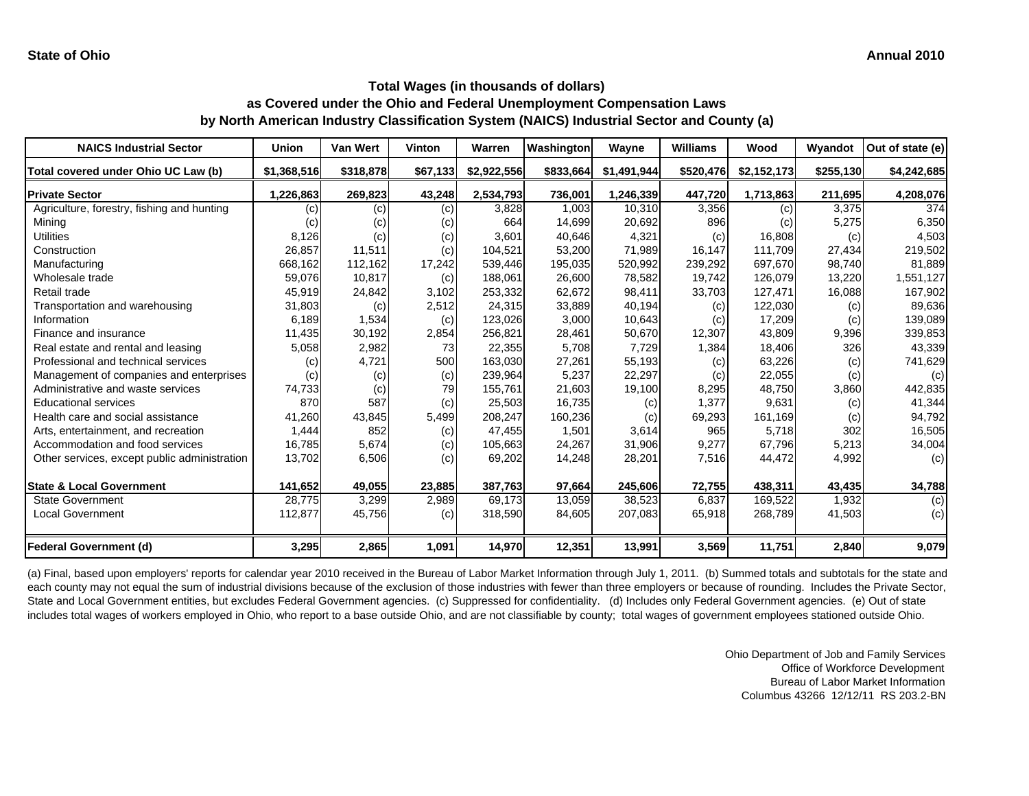State of Ohio

Annual 2010

### Total Wages (in thousands of dollars)
### as Covered under the Ohio and Federal Unemployment Compensation Laws
### by North American Industry Classification System (NAICS) Industrial Sector and County (a)

| NAICS Industrial Sector | Union | Van Wert | Vinton | Warren | Washington | Wayne | Williams | Wood | Wyandot | Out of state (e) |
|---|---|---|---|---|---|---|---|---|---|---|
| **Total covered under Ohio UC Law (b)** | **$1,368,516** | **$318,878** | **$67,133** | **$2,922,556** | **$833,664** | **$1,491,944** | **$520,476** | **$2,152,173** | **$255,130** | **$4,242,685** |
| **Private Sector** | **1,226,863** | **269,823** | **43,248** | **2,534,793** | **736,001** | **1,246,339** | **447,720** | **1,713,863** | **211,695** | **4,208,076** |
| Agriculture, forestry, fishing and hunting | (c) | (c) | (c) | 3,828 | 1,003 | 10,310 | 3,356 | (c) | 3,375 | 374 |
| Mining | (c) | (c) | (c) | 664 | 14,699 | 20,692 | 896 | (c) | 5,275 | 6,350 |
| Utilities | 8,126 | (c) | (c) | 3,601 | 40,646 | 4,321 | (c) | 16,808 | (c) | 4,503 |
| Construction | 26,857 | 11,511 | (c) | 104,521 | 53,200 | 71,989 | 16,147 | 111,709 | 27,434 | 219,502 |
| Manufacturing | 668,162 | 112,162 | 17,242 | 539,446 | 195,035 | 520,992 | 239,292 | 697,670 | 98,740 | 81,889 |
| Wholesale trade | 59,076 | 10,817 | (c) | 188,061 | 26,600 | 78,582 | 19,742 | 126,079 | 13,220 | 1,551,127 |
| Retail trade | 45,919 | 24,842 | 3,102 | 253,332 | 62,672 | 98,411 | 33,703 | 127,471 | 16,088 | 167,902 |
| Transportation and warehousing | 31,803 | (c) | 2,512 | 24,315 | 33,889 | 40,194 | (c) | 122,030 | (c) | 89,636 |
| Information | 6,189 | 1,534 | (c) | 123,026 | 3,000 | 10,643 | (c) | 17,209 | (c) | 139,089 |
| Finance and insurance | 11,435 | 30,192 | 2,854 | 256,821 | 28,461 | 50,670 | 12,307 | 43,809 | 9,396 | 339,853 |
| Real estate and rental and leasing | 5,058 | 2,982 | 73 | 22,355 | 5,708 | 7,729 | 1,384 | 18,406 | 326 | 43,339 |
| Professional and technical services | (c) | 4,721 | 500 | 163,030 | 27,261 | 55,193 | (c) | 63,226 | (c) | 741,629 |
| Management of companies and enterprises | (c) | (c) | (c) | 239,964 | 5,237 | 22,297 | (c) | 22,055 | (c) | (c) |
| Administrative and waste services | 74,733 | (c) | 79 | 155,761 | 21,603 | 19,100 | 8,295 | 48,750 | 3,860 | 442,835 |
| Educational services | 870 | 587 | (c) | 25,503 | 16,735 | (c) | 1,377 | 9,631 | (c) | 41,344 |
| Health care and social assistance | 41,260 | 43,845 | 5,499 | 208,247 | 160,236 | (c) | 69,293 | 161,169 | (c) | 94,792 |
| Arts, entertainment, and recreation | 1,444 | 852 | (c) | 47,455 | 1,501 | 3,614 | 965 | 5,718 | 302 | 16,505 |
| Accommodation and food services | 16,785 | 5,674 | (c) | 105,663 | 24,267 | 31,906 | 9,277 | 67,796 | 5,213 | 34,004 |
| Other services, except public administration | 13,702 | 6,506 | (c) | 69,202 | 14,248 | 28,201 | 7,516 | 44,472 | 4,992 | (c) |
| **State & Local Government** | **141,652** | **49,055** | **23,885** | **387,763** | **97,664** | **245,606** | **72,755** | **438,311** | **43,435** | **34,788** |
| State Government | 28,775 | 3,299 | 2,989 | 69,173 | 13,059 | 38,523 | 6,837 | 169,522 | 1,932 | (c) |
| Local Government | 112,877 | 45,756 | (c) | 318,590 | 84,605 | 207,083 | 65,918 | 268,789 | 41,503 | (c) |
| **Federal Government (d)** | **3,295** | **2,865** | **1,091** | **14,970** | **12,351** | **13,991** | **3,569** | **11,751** | **2,840** | **9,079** |

(a) Final, based upon employers' reports for calendar year 2010 received in the Bureau of Labor Market Information through July 1, 2011. (b) Summed totals and subtotals for the state and each county may not equal the sum of industrial divisions because of the exclusion of those industries with fewer than three employers or because of rounding. Includes the Private Sector, State and Local Government entities, but excludes Federal Government agencies. (c) Suppressed for confidentiality. (d) Includes only Federal Government agencies. (e) Out of state includes total wages of workers employed in Ohio, who report to a base outside Ohio, and are not classifiable by county; total wages of government employees stationed outside Ohio.

Ohio Department of Job and Family Services
Office of Workforce Development
Bureau of Labor Market Information
Columbus 43266 12/12/11 RS 203.2-BN